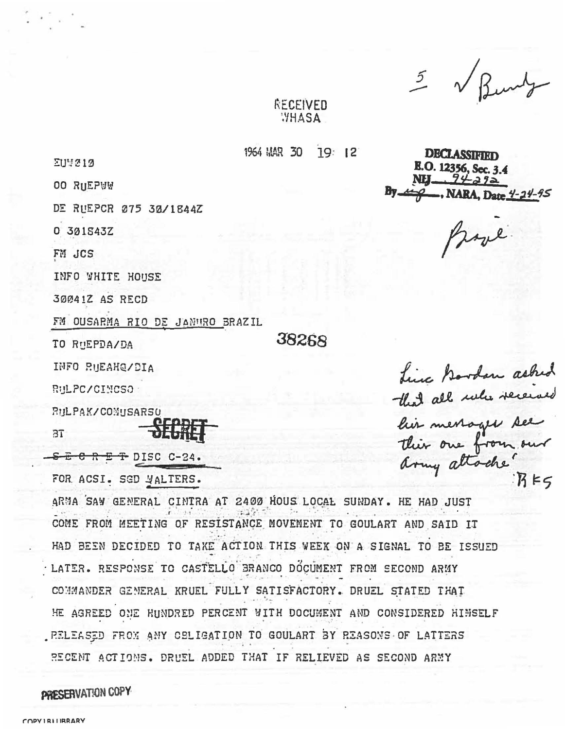5 ✓ Bundy

RECEIVED
WHASA

1964 MAR 30 19 12

**DECLASSIFIED**
**E.O. 12356, Sec. 3.4**
**NLJ 94-292**
**By ___, NARA, Date 4-24-95**

Brazil

EUW210

OO RUEPWW

DE RUEPCR 075 30/1844Z

O 301843Z

FM JCS

INFO WHITE HOUSE

30041Z AS RECD

FM OUSARMA RIO DE JANIRO BRAZIL

TO RUEPDA/DA

38268

INFO RUEAHQ/DIA

RULPC/CINCSO

RULPAK/COMUSARSO

**SECRET**

BT

~~S E C R E T~~ DISC C-24.

FOR ACSI. SGD WALTERS.

*Linc Gordon asked that all who received his messages see this one from our Army attache'*
*RKS*

ARMA SAW GENERAL CINTRA AT 2400 HOUS LOCAL SUNDAY. HE HAD JUST COME FROM MEETING OF RESISTANCE MOVEMENT TO GOULART AND SAID IT HAD BEEN DECIDED TO TAKE ACTION THIS WEEK ON A SIGNAL TO BE ISSUED LATER. RESPONSE TO CASTELLO BRANCO DOCUMENT FROM SECOND ARMY COMMANDER GENERAL KRUEL FULLY SATISFACTORY. DRUEL STATED THAT HE AGREED ONE HUNDRED PERCENT WITH DOCUMENT AND CONSIDERED HIMSELF RELEASED FROM ANY OBLIGATION TO GOULART BY REASONS OF LATTERS RECENT ACTIONS. DRUEL ADDED THAT IF RELIEVED AS SECOND ARMY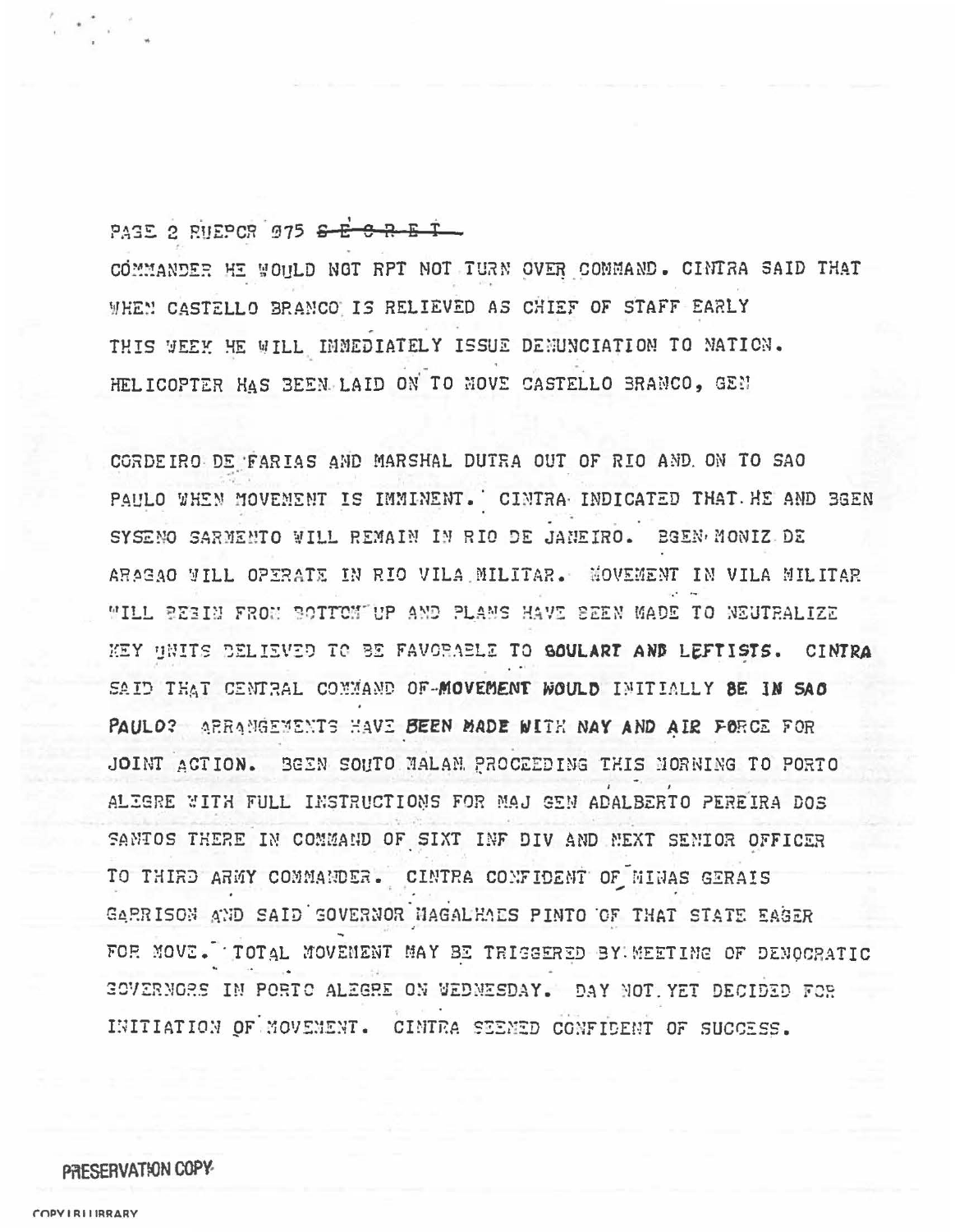PAGE 2 RUEPCR 075 ~~S E C R E T~~

COMMANDER HE WOULD NOT RPT NOT TURN OVER COMMAND. CINTRA SAID THAT WHEN CASTELLO BRANCO IS RELIEVED AS CHIEF OF STAFF EARLY THIS WEEK HE WILL IMMEDIATELY ISSUE DENUNCIATION TO NATION. HELICOPTER HAS BEEN LAID ON TO MOVE CASTELLO BRANCO, GEN

CORDEIRO DE FARIAS AND MARSHAL DUTRA OUT OF RIO AND ON TO SAO PAULO WHEN MOVEMENT IS IMMINENT. CINTRA INDICATED THAT HE AND BGEN SYSENO SARMENTO WILL REMAIN IN RIO DE JANEIRO. BGEN MONIZ DE ARAGAO WILL OPERATE IN RIO VILA MILITAR. MOVEMENT IN VILA MILITAR WILL BEGIN FROM BOTTOM UP AND PLANS HAVE BEEN MADE TO NEUTRALIZE KEY UNITS BELIEVED TO BE FAVORABLE TO GOULART AND LEFTISTS. CINTRA SAID THAT CENTRAL COMMAND OF MOVEMENT WOULD INITIALLY BE IN SAO PAULO? ARRANGEMENTS HAVE BEEN MADE WITH NAY AND AIR FORCE FOR JOINT ACTION. BGEN SOUTO MALAN PROCEEDING THIS MORNING TO PORTO ALEGRE WITH FULL INSTRUCTIONS FOR MAJ GEN ADALBERTO PEREIRA DOS SANTOS THERE IN COMMAND OF SIXT INF DIV AND NEXT SENIOR OFFICER TO THIRD ARMY COMMANDER. CINTRA CONFIDENT OF MINAS GERAIS GARRISON AND SAID GOVERNOR MAGALHAES PINTO OF THAT STATE EAGER FOR MOVE. TOTAL MOVEMENT MAY BE TRIGGERED BY MEETING OF DEMOCRATIC GOVERNORS IN PORTO ALEGRE ON WEDNESDAY. DAY NOT YET DECIDED FOR INITIATION OF MOVEMENT. CINTRA SEEMED CONFIDENT OF SUCCESS.

PRESERVATION COPY

COPY LBJ LIBRARY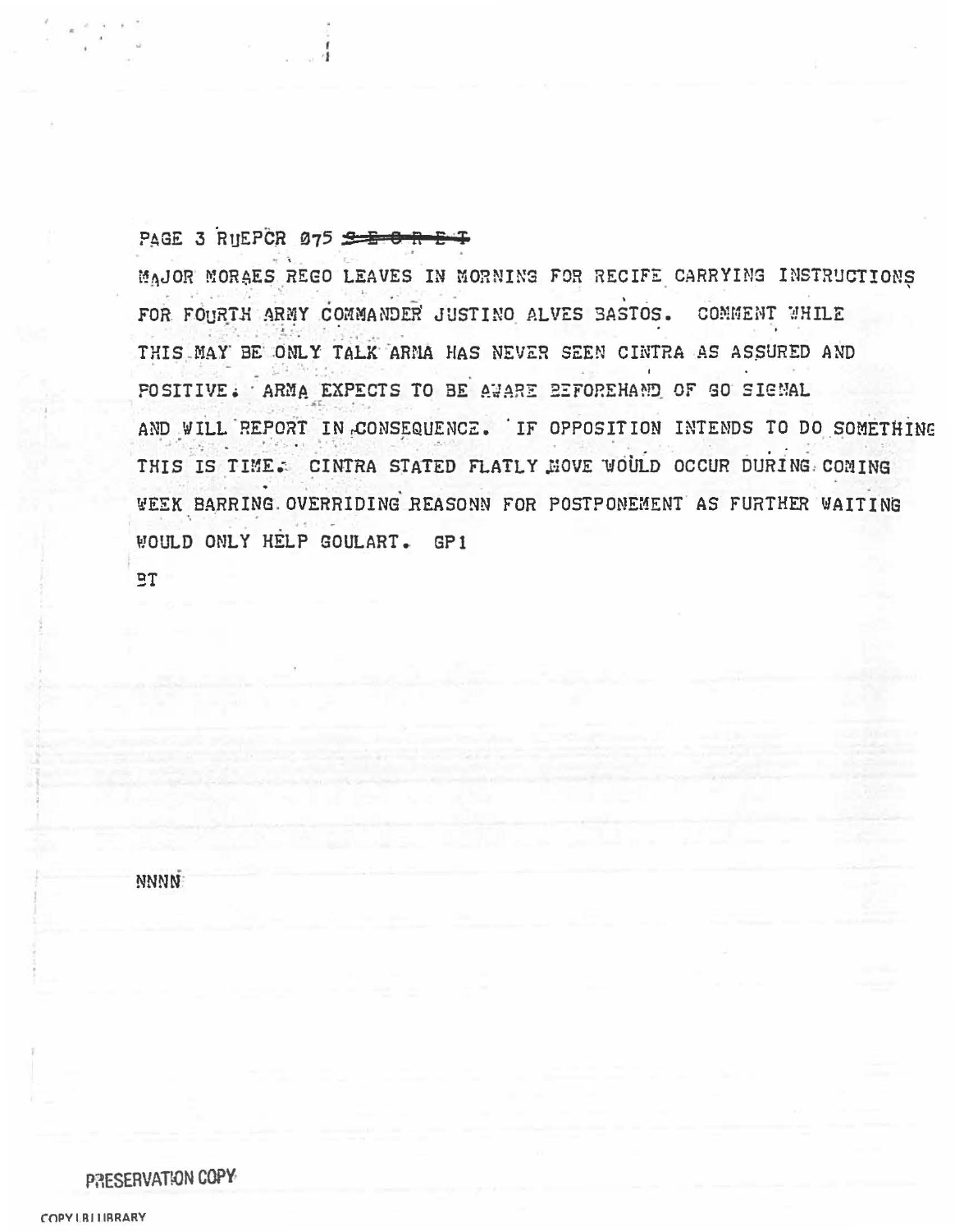PAGE 3 RUEPCR 075 ~~SECRET~~

MAJOR MORAES REGO LEAVES IN MORNING FOR RECIFE CARRYING INSTRUCTIONS FOR FOURTH ARMY COMMANDER JUSTINO ALVES BASTOS. COMMENT WHILE THIS MAY BE ONLY TALK ARMA HAS NEVER SEEN CINTRA AS ASSURED AND POSITIVE. ARMA EXPECTS TO BE AWARE BEFOREHAND OF GO SIGNAL AND WILL REPORT IN CONSEQUENCE. IF OPPOSITION INTENDS TO DO SOMETHING THIS IS TIME. CINTRA STATED FLATLY MOVE WOULD OCCUR DURING COMING WEEK BARRING OVERRIDING REASONN FOR POSTPONEMENT AS FURTHER WAITING WOULD ONLY HELP GOULART. GP1

BT

NNNN

PRESERVATION COPY